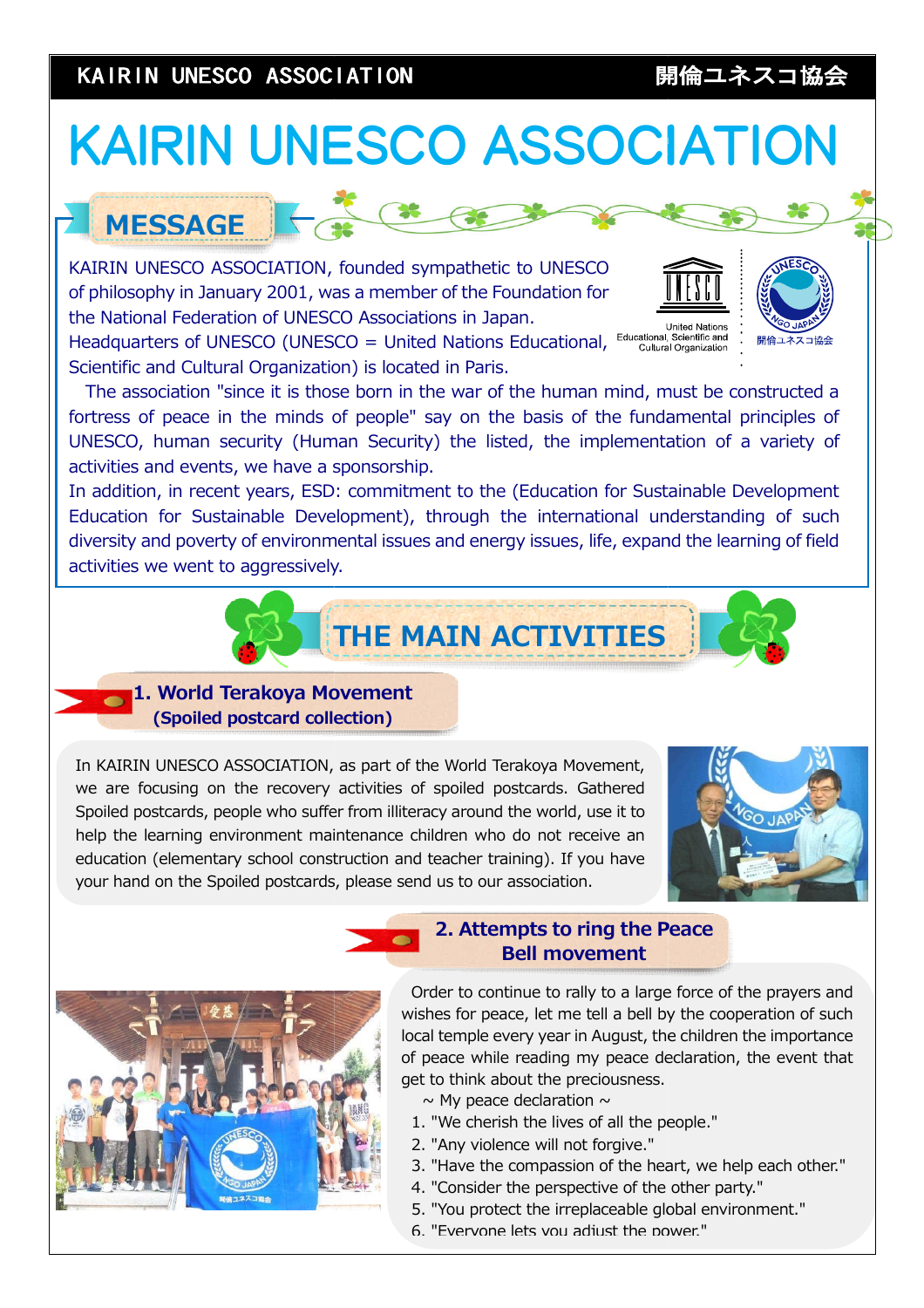# KAIRIN UNESCO ASSOCIATION

## MESSAGE

KAIRIN UNESCO ASSOCIATION, founded sympathetic to UNESCO of philosophy in January 2001, was a member of the Foundation for the National Federation of UNESCO Associations in Japan. Headquarters of UNESCO (UNESCO = United Nations Educational, Scientific and Cultural Organization) is located in Paris.

The association "since it is those born in the war of the human mind, must be constructed a fortress of peace in the minds of people" say on the basis of the fundamental principles of UNESCO, human security (Human Security) the listed, the implementation of a variety of activities and events, we have a sponsorship.

In addition, in recent years, ESD: commitment to the (Education for Sustainable Development Education for Sustainable Development), through the international understanding of such diversity and poverty of environmental issues and energy issues, life, expand the learning of field activities we went to aggressively.

## THE MAIN ACTIVITIES

### 1. World Terakoya Movement (Spoiled postcard collection)

In KAIRIN UNESCO ASSOCIATION, as part of the World Terakoya Movement, we are focusing on the recovery activities of spoiled postcards. Gathered Spoiled postcards, people who suffer from illiteracy around the world, use it to help the learning environment maintenance children who do not receive an education (elementary school construction and teacher training). If you have your hand on the Spoiled postcards, please send us to our association.

### 2. Attempts to ring the Peace Bell movement

Order to continue to rally to a large force of the prayers and wishes for peace, let me tell a bell by the cooperation of such local temple every year in August, the children the importance of peace while reading my peace declaration, the event that get to think about the preciousness.

~ My peace declaration ~

1. "We cherish the lives of all the people."
2. "Any violence will not forgive."
3. "Have the compassion of the heart, we help each other."
4. "Consider the perspective of the other party."
5. "You protect the irreplaceable global environment."
6. "Everyone lets you adjust the power."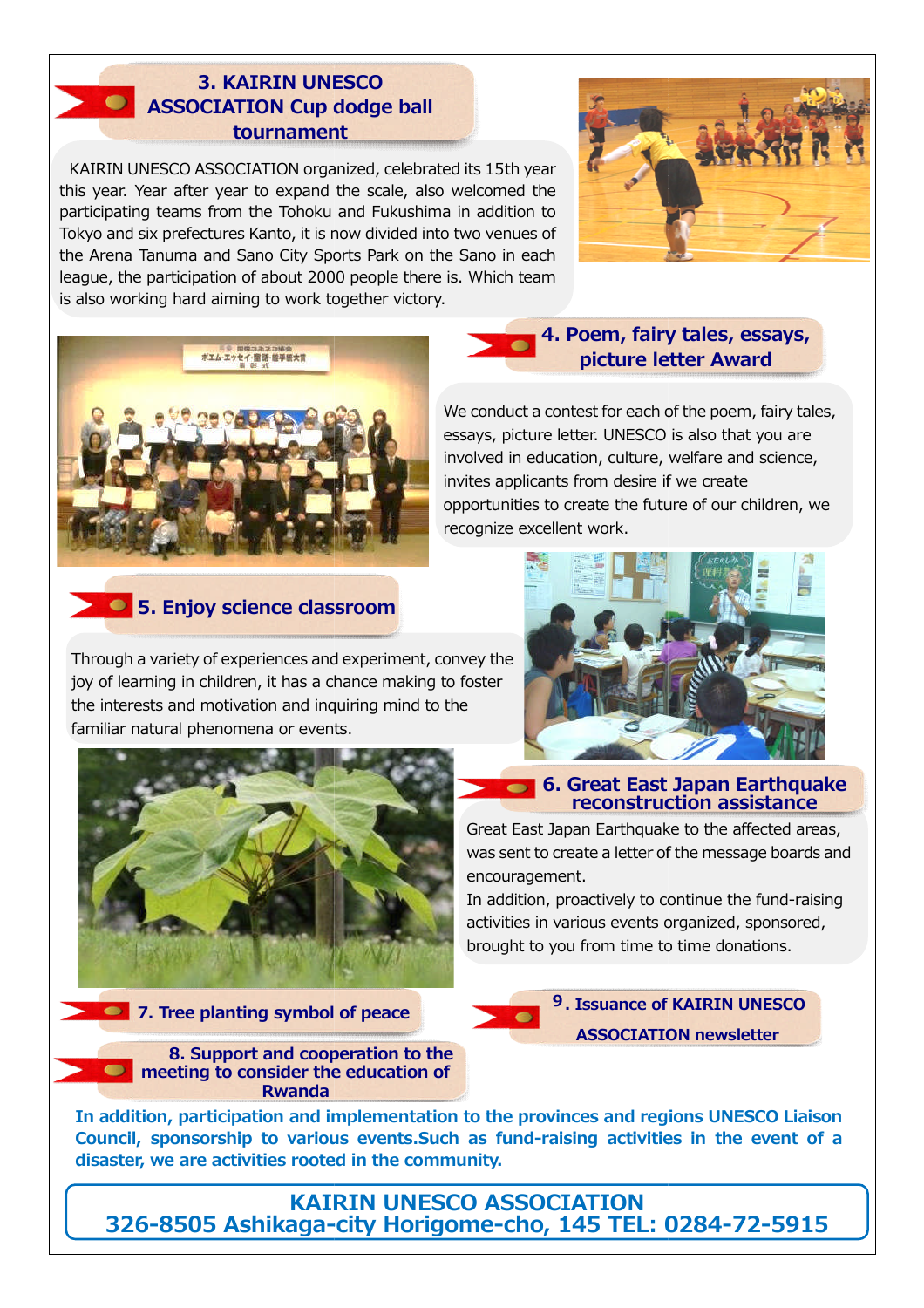## 3. KAIRIN UNESCO ASSOCIATION Cup dodge ball tournament

KAIRIN UNESCO ASSOCIATION organized, celebrated its 15th year this year. Year after year to expand the scale, also welcomed the participating teams from the Tohoku and Fukushima in addition to Tokyo and six prefectures Kanto, it is now divided into two venues of the Arena Tanuma and Sano City Sports Park on the Sano in each league, the participation of about 2000 people there is. Which team is also working hard aiming to work together victory.

## 4. Poem, fairy tales, essays, picture letter Award

We conduct a contest for each of the poem, fairy tales, essays, picture letter. UNESCO is also that you are involved in education, culture, welfare and science, invites applicants from desire if we create opportunities to create the future of our children, we recognize excellent work.

## 5. Enjoy science classroom

Through a variety of experiences and experiment, convey the joy of learning in children, it has a chance making to foster the interests and motivation and inquiring mind to the familiar natural phenomena or events.

## 6. Great East Japan Earthquake reconstruction assistance

Great East Japan Earthquake to the affected areas, was sent to create a letter of the message boards and encouragement.

In addition, proactively to continue the fund-raising activities in various events organized, sponsored, brought to you from time to time donations.

## 7. Tree planting symbol of peace

## 8. Support and cooperation to the meeting to consider the education of Rwanda

## 9. Issuance of KAIRIN UNESCO ASSOCIATION newsletter

**In addition, participation and implementation to the provinces and regions UNESCO Liaison Council, sponsorship to various events.Such as fund-raising activities in the event of a disaster, we are activities rooted in the community.**

**KAIRIN UNESCO ASSOCIATION**
**326-8505 Ashikaga-city Horigome-cho, 145 TEL: 0284-72-5915**